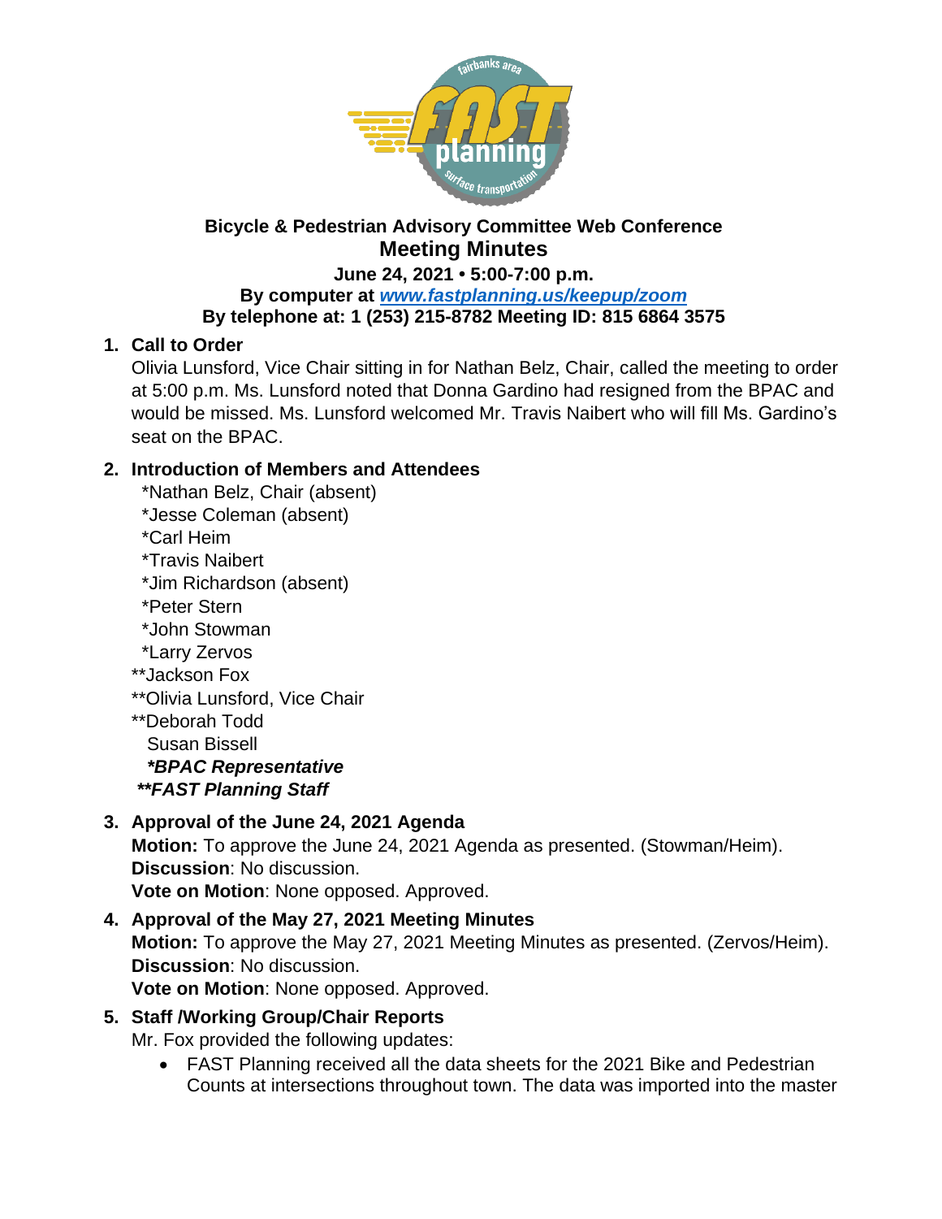**Bicycle & Pedestrian Advisory Committee Web Conference**

# Meeting Minutes

**June 24, 2021 • 5:00-7:00 p.m.**
**By computer at [www.fastplanning.us/keepup/zoom](www.fastplanning.us/keepup/zoom)**
**By telephone at: 1 (253) 215-8782 Meeting ID: 815 6864 3575**

1. **Call to Order**
   Olivia Lunsford, Vice Chair sitting in for Nathan Belz, Chair, called the meeting to order at 5:00 p.m. Ms. Lunsford noted that Donna Gardino had resigned from the BPAC and would be missed. Ms. Lunsford welcomed Mr. Travis Naibert who will fill Ms. Gardino's seat on the BPAC.

2. **Introduction of Members and Attendees**
   *Nathan Belz, Chair (absent)
   *Jesse Coleman (absent)
   *Carl Heim
   *Travis Naibert
   *Jim Richardson (absent)
   *Peter Stern
   *John Stowman
   *Larry Zervos
   **Jackson Fox
   **Olivia Lunsford, Vice Chair
   **Deborah Todd
   Susan Bissell
   ***\*BPAC Representative***
   ***\*\*FAST Planning Staff***

3. **Approval of the June 24, 2021 Agenda**
   **Motion:** To approve the June 24, 2021 Agenda as presented. (Stowman/Heim).
   **Discussion**: No discussion.
   **Vote on Motion**: None opposed. Approved.

4. **Approval of the May 27, 2021 Meeting Minutes**
   **Motion:** To approve the May 27, 2021 Meeting Minutes as presented. (Zervos/Heim).
   **Discussion**: No discussion.
   **Vote on Motion**: None opposed. Approved.

5. **Staff /Working Group/Chair Reports**
   Mr. Fox provided the following updates:
   - FAST Planning received all the data sheets for the 2021 Bike and Pedestrian Counts at intersections throughout town. The data was imported into the master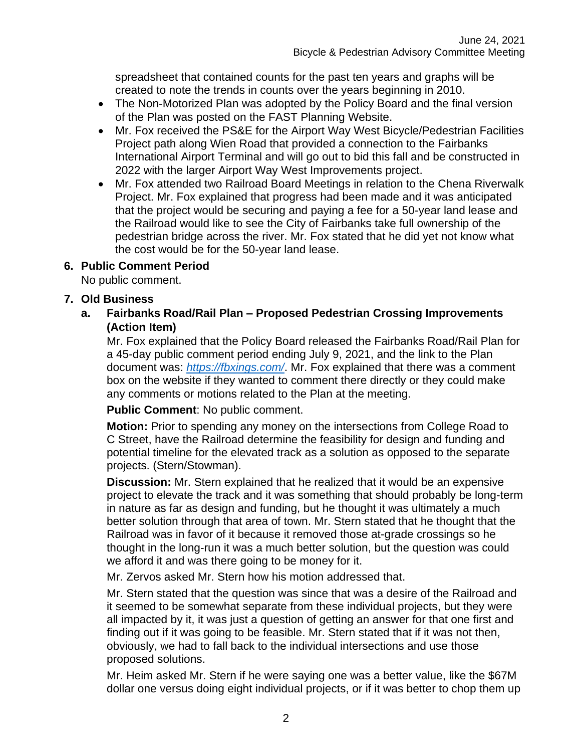spreadsheet that contained counts for the past ten years and graphs will be created to note the trends in counts over the years beginning in 2010.

- The Non-Motorized Plan was adopted by the Policy Board and the final version of the Plan was posted on the FAST Planning Website.
- Mr. Fox received the PS&E for the Airport Way West Bicycle/Pedestrian Facilities Project path along Wien Road that provided a connection to the Fairbanks International Airport Terminal and will go out to bid this fall and be constructed in 2022 with the larger Airport Way West Improvements project.
- Mr. Fox attended two Railroad Board Meetings in relation to the Chena Riverwalk Project. Mr. Fox explained that progress had been made and it was anticipated that the project would be securing and paying a fee for a 50-year land lease and the Railroad would like to see the City of Fairbanks take full ownership of the pedestrian bridge across the river. Mr. Fox stated that he did yet not know what the cost would be for the 50-year land lease.

**6. Public Comment Period**

No public comment.

**7. Old Business**

**a. Fairbanks Road/Rail Plan – Proposed Pedestrian Crossing Improvements (Action Item)**

Mr. Fox explained that the Policy Board released the Fairbanks Road/Rail Plan for a 45-day public comment period ending July 9, 2021, and the link to the Plan document was: *https://fbxings.com/*. Mr. Fox explained that there was a comment box on the website if they wanted to comment there directly or they could make any comments or motions related to the Plan at the meeting.

**Public Comment**: No public comment.

**Motion:** Prior to spending any money on the intersections from College Road to C Street, have the Railroad determine the feasibility for design and funding and potential timeline for the elevated track as a solution as opposed to the separate projects. (Stern/Stowman).

**Discussion:** Mr. Stern explained that he realized that it would be an expensive project to elevate the track and it was something that should probably be long-term in nature as far as design and funding, but he thought it was ultimately a much better solution through that area of town. Mr. Stern stated that he thought that the Railroad was in favor of it because it removed those at-grade crossings so he thought in the long-run it was a much better solution, but the question was could we afford it and was there going to be money for it.

Mr. Zervos asked Mr. Stern how his motion addressed that.

Mr. Stern stated that the question was since that was a desire of the Railroad and it seemed to be somewhat separate from these individual projects, but they were all impacted by it, it was just a question of getting an answer for that one first and finding out if it was going to be feasible. Mr. Stern stated that if it was not then, obviously, we had to fall back to the individual intersections and use those proposed solutions.

Mr. Heim asked Mr. Stern if he were saying one was a better value, like the $67M dollar one versus doing eight individual projects, or if it was better to chop them up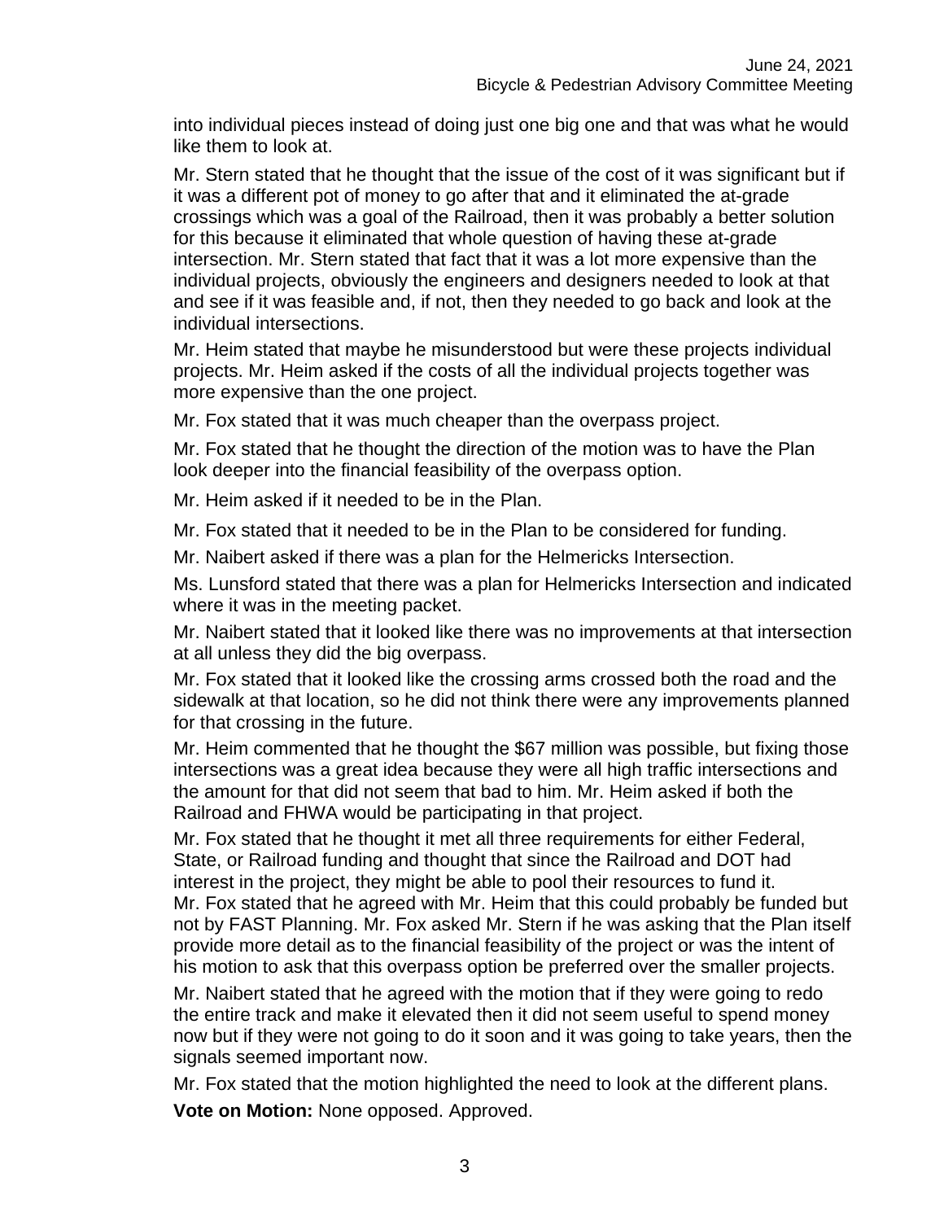into individual pieces instead of doing just one big one and that was what he would like them to look at.

Mr. Stern stated that he thought that the issue of the cost of it was significant but if it was a different pot of money to go after that and it eliminated the at-grade crossings which was a goal of the Railroad, then it was probably a better solution for this because it eliminated that whole question of having these at-grade intersection. Mr. Stern stated that fact that it was a lot more expensive than the individual projects, obviously the engineers and designers needed to look at that and see if it was feasible and, if not, then they needed to go back and look at the individual intersections.

Mr. Heim stated that maybe he misunderstood but were these projects individual projects. Mr. Heim asked if the costs of all the individual projects together was more expensive than the one project.

Mr. Fox stated that it was much cheaper than the overpass project.

Mr. Fox stated that he thought the direction of the motion was to have the Plan look deeper into the financial feasibility of the overpass option.

Mr. Heim asked if it needed to be in the Plan.

Mr. Fox stated that it needed to be in the Plan to be considered for funding.

Mr. Naibert asked if there was a plan for the Helmericks Intersection.

Ms. Lunsford stated that there was a plan for Helmericks Intersection and indicated where it was in the meeting packet.

Mr. Naibert stated that it looked like there was no improvements at that intersection at all unless they did the big overpass.

Mr. Fox stated that it looked like the crossing arms crossed both the road and the sidewalk at that location, so he did not think there were any improvements planned for that crossing in the future.

Mr. Heim commented that he thought the $67 million was possible, but fixing those intersections was a great idea because they were all high traffic intersections and the amount for that did not seem that bad to him. Mr. Heim asked if both the Railroad and FHWA would be participating in that project.

Mr. Fox stated that he thought it met all three requirements for either Federal, State, or Railroad funding and thought that since the Railroad and DOT had interest in the project, they might be able to pool their resources to fund it. Mr. Fox stated that he agreed with Mr. Heim that this could probably be funded but not by FAST Planning. Mr. Fox asked Mr. Stern if he was asking that the Plan itself provide more detail as to the financial feasibility of the project or was the intent of his motion to ask that this overpass option be preferred over the smaller projects.

Mr. Naibert stated that he agreed with the motion that if they were going to redo the entire track and make it elevated then it did not seem useful to spend money now but if they were not going to do it soon and it was going to take years, then the signals seemed important now.

Mr. Fox stated that the motion highlighted the need to look at the different plans.

**Vote on Motion:** None opposed. Approved.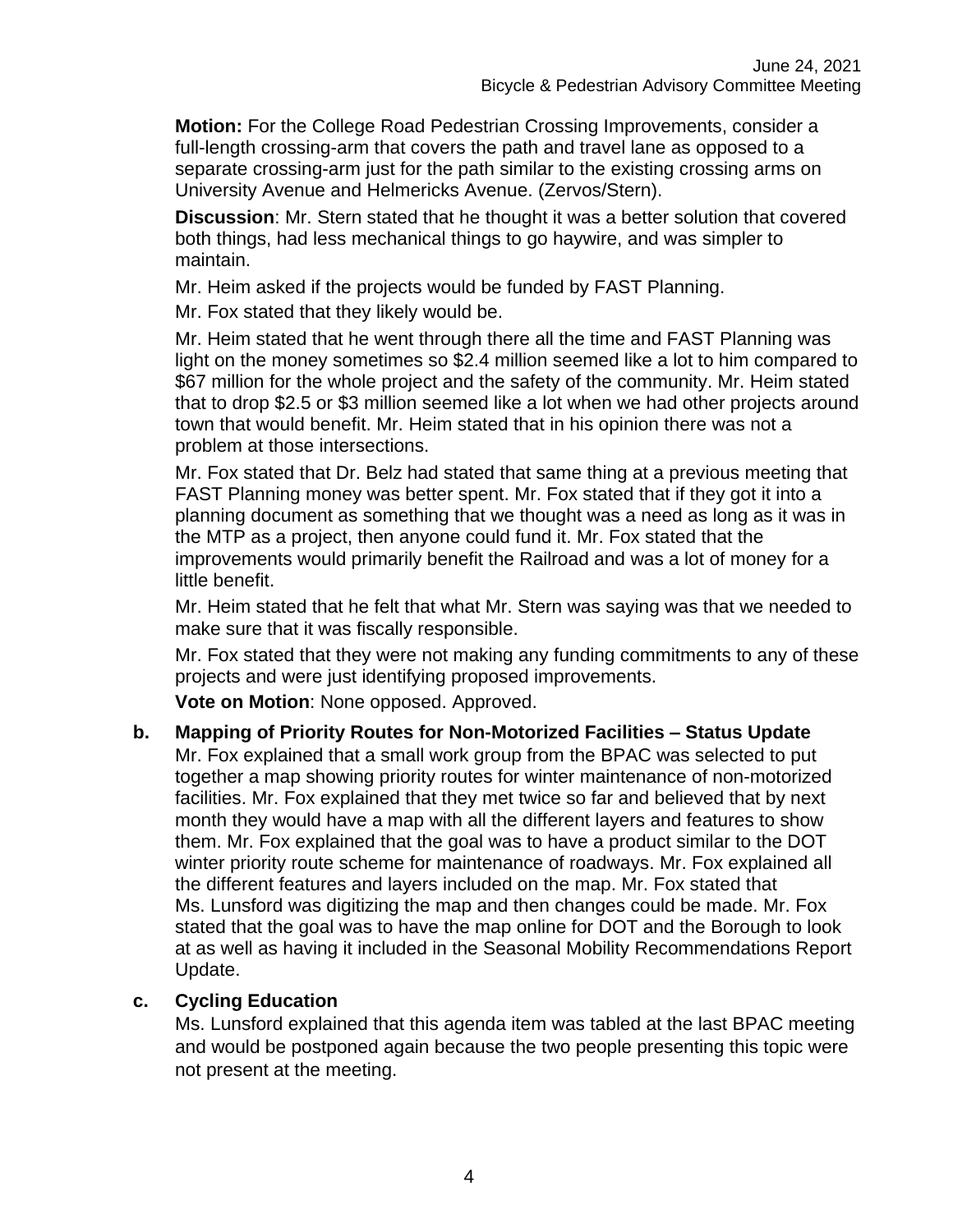**Motion:** For the College Road Pedestrian Crossing Improvements, consider a full-length crossing-arm that covers the path and travel lane as opposed to a separate crossing-arm just for the path similar to the existing crossing arms on University Avenue and Helmericks Avenue. (Zervos/Stern).

**Discussion**: Mr. Stern stated that he thought it was a better solution that covered both things, had less mechanical things to go haywire, and was simpler to maintain.

Mr. Heim asked if the projects would be funded by FAST Planning.

Mr. Fox stated that they likely would be.

Mr. Heim stated that he went through there all the time and FAST Planning was light on the money sometimes so $2.4 million seemed like a lot to him compared to $67 million for the whole project and the safety of the community. Mr. Heim stated that to drop $2.5 or $3 million seemed like a lot when we had other projects around town that would benefit. Mr. Heim stated that in his opinion there was not a problem at those intersections.

Mr. Fox stated that Dr. Belz had stated that same thing at a previous meeting that FAST Planning money was better spent. Mr. Fox stated that if they got it into a planning document as something that we thought was a need as long as it was in the MTP as a project, then anyone could fund it. Mr. Fox stated that the improvements would primarily benefit the Railroad and was a lot of money for a little benefit.

Mr. Heim stated that he felt that what Mr. Stern was saying was that we needed to make sure that it was fiscally responsible.

Mr. Fox stated that they were not making any funding commitments to any of these projects and were just identifying proposed improvements.

**Vote on Motion**: None opposed. Approved.

**b. Mapping of Priority Routes for Non-Motorized Facilities – Status Update**

Mr. Fox explained that a small work group from the BPAC was selected to put together a map showing priority routes for winter maintenance of non-motorized facilities. Mr. Fox explained that they met twice so far and believed that by next month they would have a map with all the different layers and features to show them. Mr. Fox explained that the goal was to have a product similar to the DOT winter priority route scheme for maintenance of roadways. Mr. Fox explained all the different features and layers included on the map. Mr. Fox stated that Ms. Lunsford was digitizing the map and then changes could be made. Mr. Fox stated that the goal was to have the map online for DOT and the Borough to look at as well as having it included in the Seasonal Mobility Recommendations Report Update.

**c. Cycling Education**

Ms. Lunsford explained that this agenda item was tabled at the last BPAC meeting and would be postponed again because the two people presenting this topic were not present at the meeting.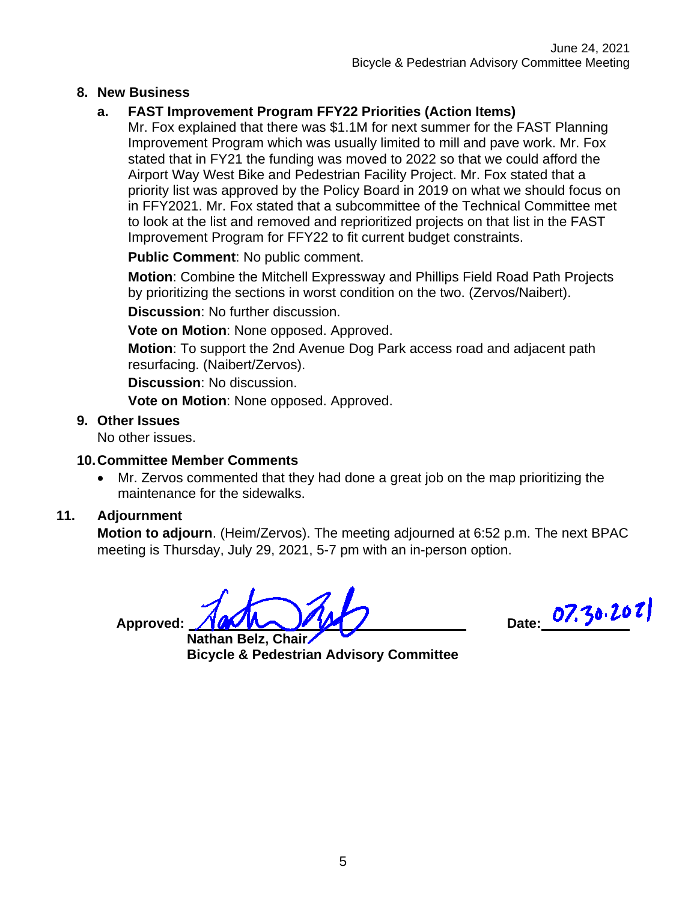## 8. New Business

### a. FAST Improvement Program FFY22 Priorities (Action Items)

Mr. Fox explained that there was $1.1M for next summer for the FAST Planning Improvement Program which was usually limited to mill and pave work. Mr. Fox stated that in FY21 the funding was moved to 2022 so that we could afford the Airport Way West Bike and Pedestrian Facility Project. Mr. Fox stated that a priority list was approved by the Policy Board in 2019 on what we should focus on in FFY2021. Mr. Fox stated that a subcommittee of the Technical Committee met to look at the list and removed and reprioritized projects on that list in the FAST Improvement Program for FFY22 to fit current budget constraints.

**Public Comment**: No public comment.

**Motion**: Combine the Mitchell Expressway and Phillips Field Road Path Projects by prioritizing the sections in worst condition on the two. (Zervos/Naibert).

**Discussion**: No further discussion.

**Vote on Motion**: None opposed. Approved.

**Motion**: To support the 2nd Avenue Dog Park access road and adjacent path resurfacing. (Naibert/Zervos).

**Discussion**: No discussion.

**Vote on Motion**: None opposed. Approved.

## 9. Other Issues

No other issues.

## 10. Committee Member Comments

- Mr. Zervos commented that they had done a great job on the map prioritizing the maintenance for the sidewalks.

## 11. Adjournment

**Motion to adjourn**. (Heim/Zervos). The meeting adjourned at 6:52 p.m. The next BPAC meeting is Thursday, July 29, 2021, 5-7 pm with an in-person option.

**Approved:** [signature] **Date:** 07.30.2021

**Nathan Belz, Chair**
**Bicycle & Pedestrian Advisory Committee**